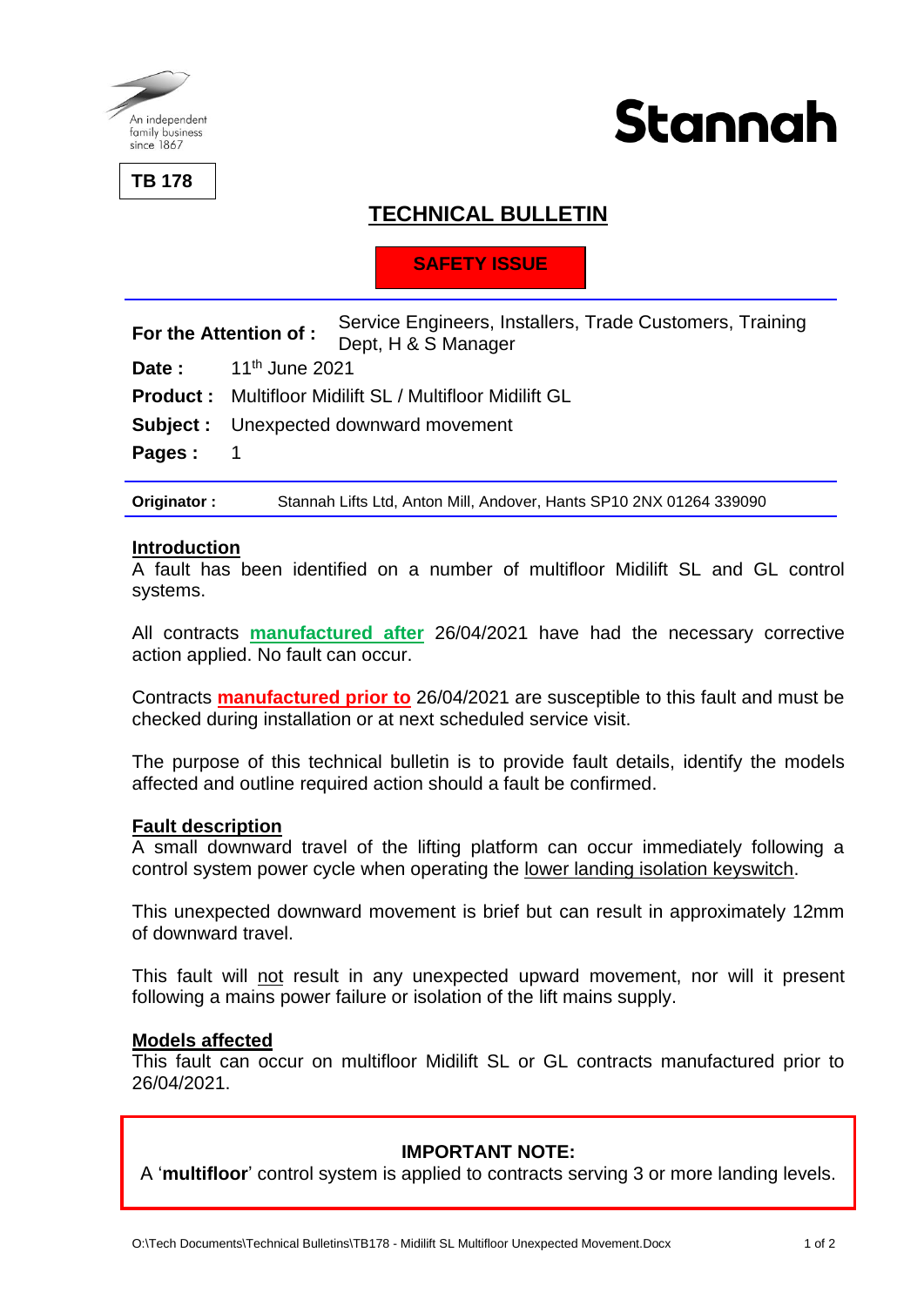An independent family business since 1867

**TB 178**

Stannah

# TECHNICAL BULLETIN

**SAFETY ISSUE**

| | |
|---|---|
| **For the Attention of :** | Service Engineers, Installers, Trade Customers, Training Dept, H & S Manager |
| **Date :** | 11th June 2021 |
| **Product :** | Multifloor Midilift SL / Multifloor Midilift GL |
| **Subject :** | Unexpected downward movement |
| **Pages :** | 1 |

**Originator :** Stannah Lifts Ltd, Anton Mill, Andover, Hants SP10 2NX 01264 339090

## Introduction

A fault has been identified on a number of multifloor Midilift SL and GL control systems.

All contracts **manufactured after** 26/04/2021 have had the necessary corrective action applied. No fault can occur.

Contracts **manufactured prior to** 26/04/2021 are susceptible to this fault and must be checked during installation or at next scheduled service visit.

The purpose of this technical bulletin is to provide fault details, identify the models affected and outline required action should a fault be confirmed.

## Fault description

A small downward travel of the lifting platform can occur immediately following a control system power cycle when operating the lower landing isolation keyswitch.

This unexpected downward movement is brief but can result in approximately 12mm of downward travel.

This fault will not result in any unexpected upward movement, nor will it present following a mains power failure or isolation of the lift mains supply.

## Models affected

This fault can occur on multifloor Midilift SL or GL contracts manufactured prior to 26/04/2021.

**IMPORTANT NOTE:**
A '**multifloor**' control system is applied to contracts serving 3 or more landing levels.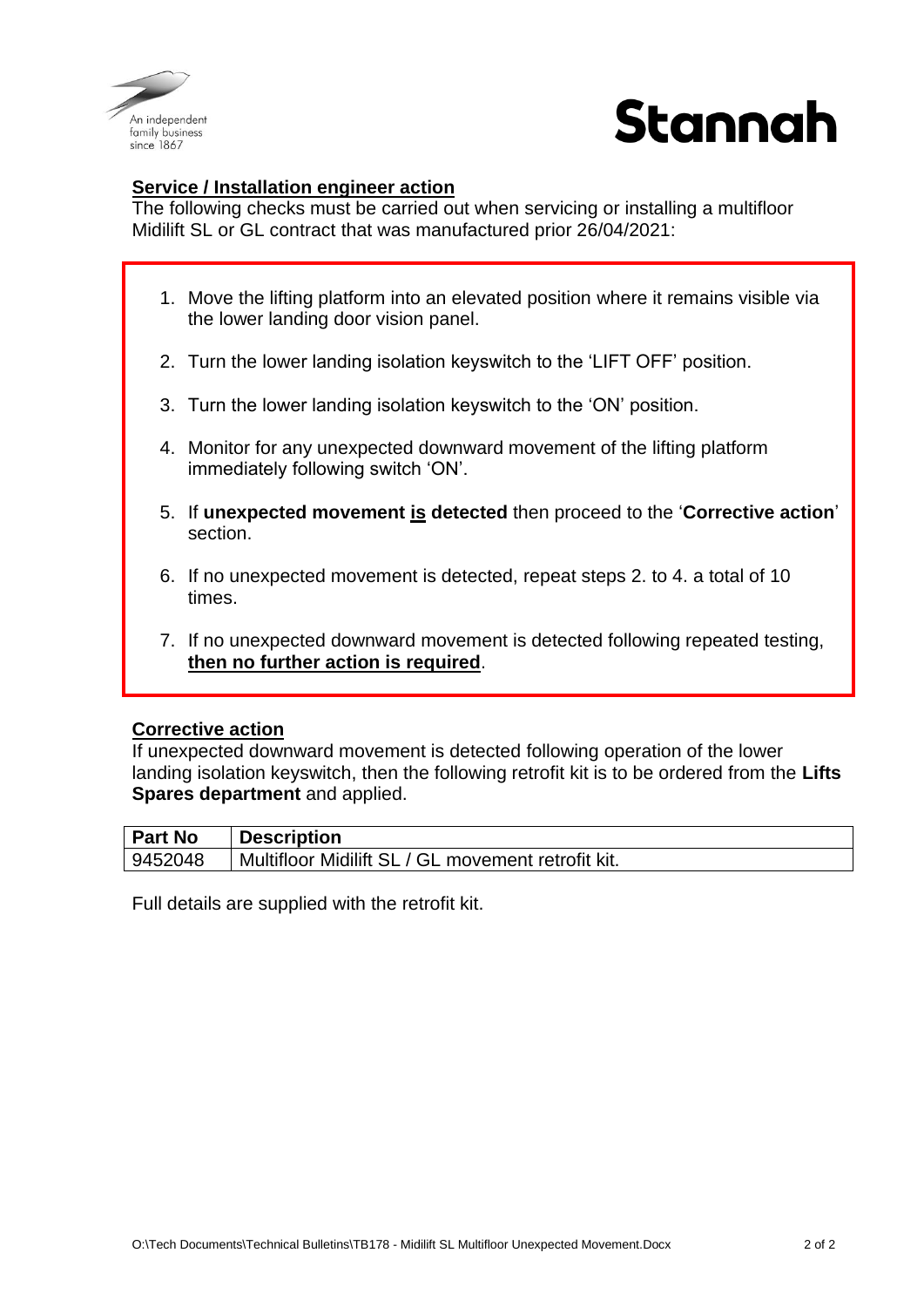**Service / Installation engineer action**

The following checks must be carried out when servicing or installing a multifloor Midilift SL or GL contract that was manufactured prior 26/04/2021:

1. Move the lifting platform into an elevated position where it remains visible via the lower landing door vision panel.
2. Turn the lower landing isolation keyswitch to the 'LIFT OFF' position.
3. Turn the lower landing isolation keyswitch to the 'ON' position.
4. Monitor for any unexpected downward movement of the lifting platform immediately following switch 'ON'.
5. If **unexpected movement is detected** then proceed to the '**Corrective action**' section.
6. If no unexpected movement is detected, repeat steps 2. to 4. a total of 10 times.
7. If no unexpected downward movement is detected following repeated testing, **then no further action is required**.

**Corrective action**

If unexpected downward movement is detected following operation of the lower landing isolation keyswitch, then the following retrofit kit is to be ordered from the **Lifts Spares department** and applied.

| Part No | Description |
|---|---|
| 9452048 | Multifloor Midilift SL / GL movement retrofit kit. |

Full details are supplied with the retrofit kit.